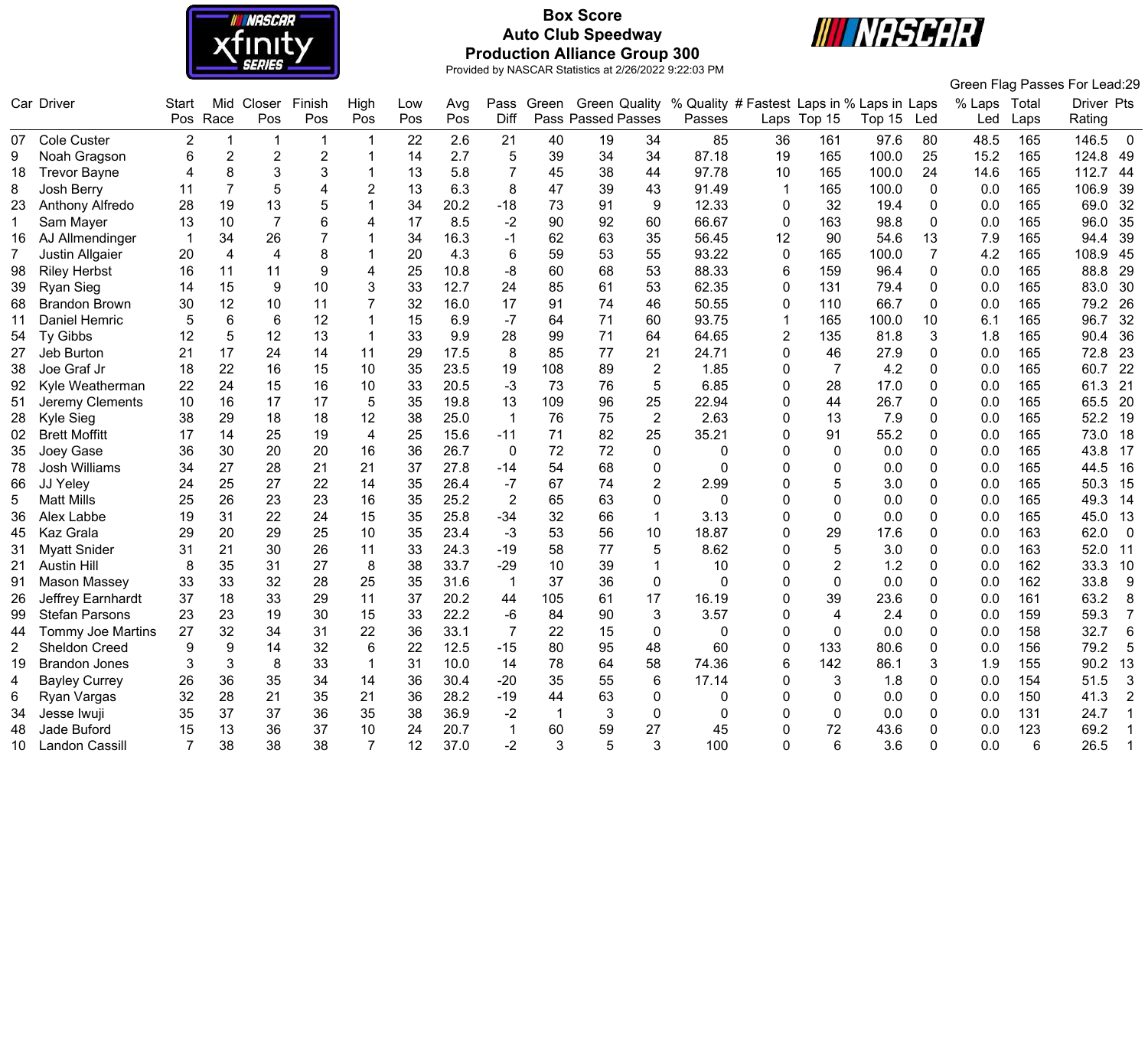# Box Score

## Auto Club Speedway

## Production Alliance Group 300

Provided by NASCAR Statistics at 2/26/2022 9:22:03 PM

Green Flag Passes For Lead:29

| Car | Driver | Start Pos | Mid Race | Closer Pos | Finish Pos | High Pos | Low Pos | Avg Pos | Pass Diff | Green Pass | Green Passed | Quality Passes | % Quality Passes | # Fastest Laps | Laps in Top 15 | % Laps in Top 15 | Laps Led | % Laps Led | Total Laps | Driver Rating | Pts |
|---|---|---|---|---|---|---|---|---|---|---|---|---|---|---|---|---|---|---|---|---|---|
| 07 | Cole Custer | 2 | 1 | 1 | 1 | 1 | 22 | 2.6 | 21 | 40 | 19 | 34 | 85 | 36 | 161 | 97.6 | 80 | 48.5 | 165 | 146.5 | 0 |
| 9 | Noah Gragson | 6 | 2 | 2 | 2 | 1 | 14 | 2.7 | 5 | 39 | 34 | 34 | 87.18 | 19 | 165 | 100.0 | 25 | 15.2 | 165 | 124.8 | 49 |
| 18 | Trevor Bayne | 4 | 8 | 3 | 3 | 1 | 13 | 5.8 | 7 | 45 | 38 | 44 | 97.78 | 10 | 165 | 100.0 | 24 | 14.6 | 165 | 112.7 | 44 |
| 8 | Josh Berry | 11 | 7 | 5 | 4 | 2 | 13 | 6.3 | 8 | 47 | 39 | 43 | 91.49 | 1 | 165 | 100.0 | 0 | 0.0 | 165 | 106.9 | 39 |
| 23 | Anthony Alfredo | 28 | 19 | 13 | 5 | 1 | 34 | 20.2 | -18 | 73 | 91 | 9 | 12.33 | 0 | 32 | 19.4 | 0 | 0.0 | 165 | 69.0 | 32 |
| 1 | Sam Mayer | 13 | 10 | 7 | 6 | 4 | 17 | 8.5 | -2 | 90 | 92 | 60 | 66.67 | 0 | 163 | 98.8 | 0 | 0.0 | 165 | 96.0 | 35 |
| 16 | AJ Allmendinger | 1 | 34 | 26 | 7 | 1 | 34 | 16.3 | -1 | 62 | 63 | 35 | 56.45 | 12 | 90 | 54.6 | 13 | 7.9 | 165 | 94.4 | 39 |
| 7 | Justin Allgaier | 20 | 4 | 4 | 8 | 1 | 20 | 4.3 | 6 | 59 | 53 | 55 | 93.22 | 0 | 165 | 100.0 | 7 | 4.2 | 165 | 108.9 | 45 |
| 98 | Riley Herbst | 16 | 11 | 11 | 9 | 4 | 25 | 10.8 | -8 | 60 | 68 | 53 | 88.33 | 6 | 159 | 96.4 | 0 | 0.0 | 165 | 88.8 | 29 |
| 39 | Ryan Sieg | 14 | 15 | 9 | 10 | 3 | 33 | 12.7 | 24 | 85 | 61 | 53 | 62.35 | 0 | 131 | 79.4 | 0 | 0.0 | 165 | 83.0 | 30 |
| 68 | Brandon Brown | 30 | 12 | 10 | 11 | 7 | 32 | 16.0 | 17 | 91 | 74 | 46 | 50.55 | 0 | 110 | 66.7 | 0 | 0.0 | 165 | 79.2 | 26 |
| 11 | Daniel Hemric | 5 | 6 | 6 | 12 | 1 | 15 | 6.9 | -7 | 64 | 71 | 60 | 93.75 | 1 | 165 | 100.0 | 10 | 6.1 | 165 | 96.7 | 32 |
| 54 | Ty Gibbs | 12 | 5 | 12 | 13 | 1 | 33 | 9.9 | 28 | 99 | 71 | 64 | 64.65 | 2 | 135 | 81.8 | 3 | 1.8 | 165 | 90.4 | 36 |
| 27 | Jeb Burton | 21 | 17 | 24 | 14 | 11 | 29 | 17.5 | 8 | 85 | 77 | 21 | 24.71 | 0 | 46 | 27.9 | 0 | 0.0 | 165 | 72.8 | 23 |
| 38 | Joe Graf Jr | 18 | 22 | 16 | 15 | 10 | 35 | 23.5 | 19 | 108 | 89 | 2 | 1.85 | 0 | 7 | 4.2 | 0 | 0.0 | 165 | 60.7 | 22 |
| 92 | Kyle Weatherman | 22 | 24 | 15 | 16 | 10 | 33 | 20.5 | -3 | 73 | 76 | 5 | 6.85 | 0 | 28 | 17.0 | 0 | 0.0 | 165 | 61.3 | 21 |
| 51 | Jeremy Clements | 10 | 16 | 17 | 17 | 5 | 35 | 19.8 | 13 | 109 | 96 | 25 | 22.94 | 0 | 44 | 26.7 | 0 | 0.0 | 165 | 65.5 | 20 |
| 28 | Kyle Sieg | 38 | 29 | 18 | 18 | 12 | 38 | 25.0 | 1 | 76 | 75 | 2 | 2.63 | 0 | 13 | 7.9 | 0 | 0.0 | 165 | 52.2 | 19 |
| 02 | Brett Moffitt | 17 | 14 | 25 | 19 | 4 | 25 | 15.6 | -11 | 71 | 82 | 25 | 35.21 | 0 | 91 | 55.2 | 0 | 0.0 | 165 | 73.0 | 18 |
| 35 | Joey Gase | 36 | 30 | 20 | 20 | 16 | 36 | 26.7 | 0 | 72 | 72 | 0 | 0 | 0 | 0 | 0.0 | 0 | 0.0 | 165 | 43.8 | 17 |
| 78 | Josh Williams | 34 | 27 | 28 | 21 | 21 | 37 | 27.8 | -14 | 54 | 68 | 0 | 0 | 0 | 0 | 0.0 | 0 | 0.0 | 165 | 44.5 | 16 |
| 66 | JJ Yeley | 24 | 25 | 27 | 22 | 14 | 35 | 26.4 | -7 | 67 | 74 | 2 | 2.99 | 0 | 5 | 3.0 | 0 | 0.0 | 165 | 50.3 | 15 |
| 5 | Matt Mills | 25 | 26 | 23 | 23 | 16 | 35 | 25.2 | 2 | 65 | 63 | 0 | 0 | 0 | 0 | 0.0 | 0 | 0.0 | 165 | 49.3 | 14 |
| 36 | Alex Labbe | 19 | 31 | 22 | 24 | 15 | 35 | 25.8 | -34 | 32 | 66 | 1 | 3.13 | 0 | 0 | 0.0 | 0 | 0.0 | 165 | 45.0 | 13 |
| 45 | Kaz Grala | 29 | 20 | 29 | 25 | 10 | 35 | 23.4 | -3 | 53 | 56 | 10 | 18.87 | 0 | 29 | 17.6 | 0 | 0.0 | 163 | 62.0 | 0 |
| 31 | Myatt Snider | 31 | 21 | 30 | 26 | 11 | 33 | 24.3 | -19 | 58 | 77 | 5 | 8.62 | 0 | 5 | 3.0 | 0 | 0.0 | 163 | 52.0 | 11 |
| 21 | Austin Hill | 8 | 35 | 31 | 27 | 8 | 38 | 33.7 | -29 | 10 | 39 | 1 | 10 | 0 | 2 | 1.2 | 0 | 0.0 | 162 | 33.3 | 10 |
| 91 | Mason Massey | 33 | 33 | 32 | 28 | 25 | 35 | 31.6 | 1 | 37 | 36 | 0 | 0 | 0 | 0 | 0.0 | 0 | 0.0 | 162 | 33.8 | 9 |
| 26 | Jeffrey Earnhardt | 37 | 18 | 33 | 29 | 11 | 37 | 20.2 | 44 | 105 | 61 | 17 | 16.19 | 0 | 39 | 23.6 | 0 | 0.0 | 161 | 63.2 | 8 |
| 99 | Stefan Parsons | 23 | 23 | 19 | 30 | 15 | 33 | 22.2 | -6 | 84 | 90 | 3 | 3.57 | 0 | 4 | 2.4 | 0 | 0.0 | 159 | 59.3 | 7 |
| 44 | Tommy Joe Martins | 27 | 32 | 34 | 31 | 22 | 36 | 33.1 | 7 | 22 | 15 | 0 | 0 | 0 | 0 | 0.0 | 0 | 0.0 | 158 | 32.7 | 6 |
| 2 | Sheldon Creed | 9 | 9 | 14 | 32 | 6 | 22 | 12.5 | -15 | 80 | 95 | 48 | 60 | 0 | 133 | 80.6 | 0 | 0.0 | 156 | 79.2 | 5 |
| 19 | Brandon Jones | 3 | 3 | 8 | 33 | 1 | 31 | 10.0 | 14 | 78 | 64 | 58 | 74.36 | 6 | 142 | 86.1 | 3 | 1.9 | 155 | 90.2 | 13 |
| 4 | Bayley Currey | 26 | 36 | 35 | 34 | 14 | 36 | 30.4 | -20 | 35 | 55 | 6 | 17.14 | 0 | 3 | 1.8 | 0 | 0.0 | 154 | 51.5 | 3 |
| 6 | Ryan Vargas | 32 | 28 | 21 | 35 | 21 | 36 | 28.2 | -19 | 44 | 63 | 0 | 0 | 0 | 0 | 0.0 | 0 | 0.0 | 150 | 41.3 | 2 |
| 34 | Jesse Iwuji | 35 | 37 | 37 | 36 | 35 | 38 | 36.9 | -2 | 1 | 3 | 0 | 0 | 0 | 0 | 0.0 | 0 | 0.0 | 131 | 24.7 | 1 |
| 48 | Jade Buford | 15 | 13 | 36 | 37 | 10 | 24 | 20.7 | 1 | 60 | 59 | 27 | 45 | 0 | 72 | 43.6 | 0 | 0.0 | 123 | 69.2 | 1 |
| 10 | Landon Cassill | 7 | 38 | 38 | 38 | 7 | 12 | 37.0 | -2 | 3 | 5 | 3 | 100 | 0 | 6 | 3.6 | 0 | 0.0 | 6 | 26.5 | 1 |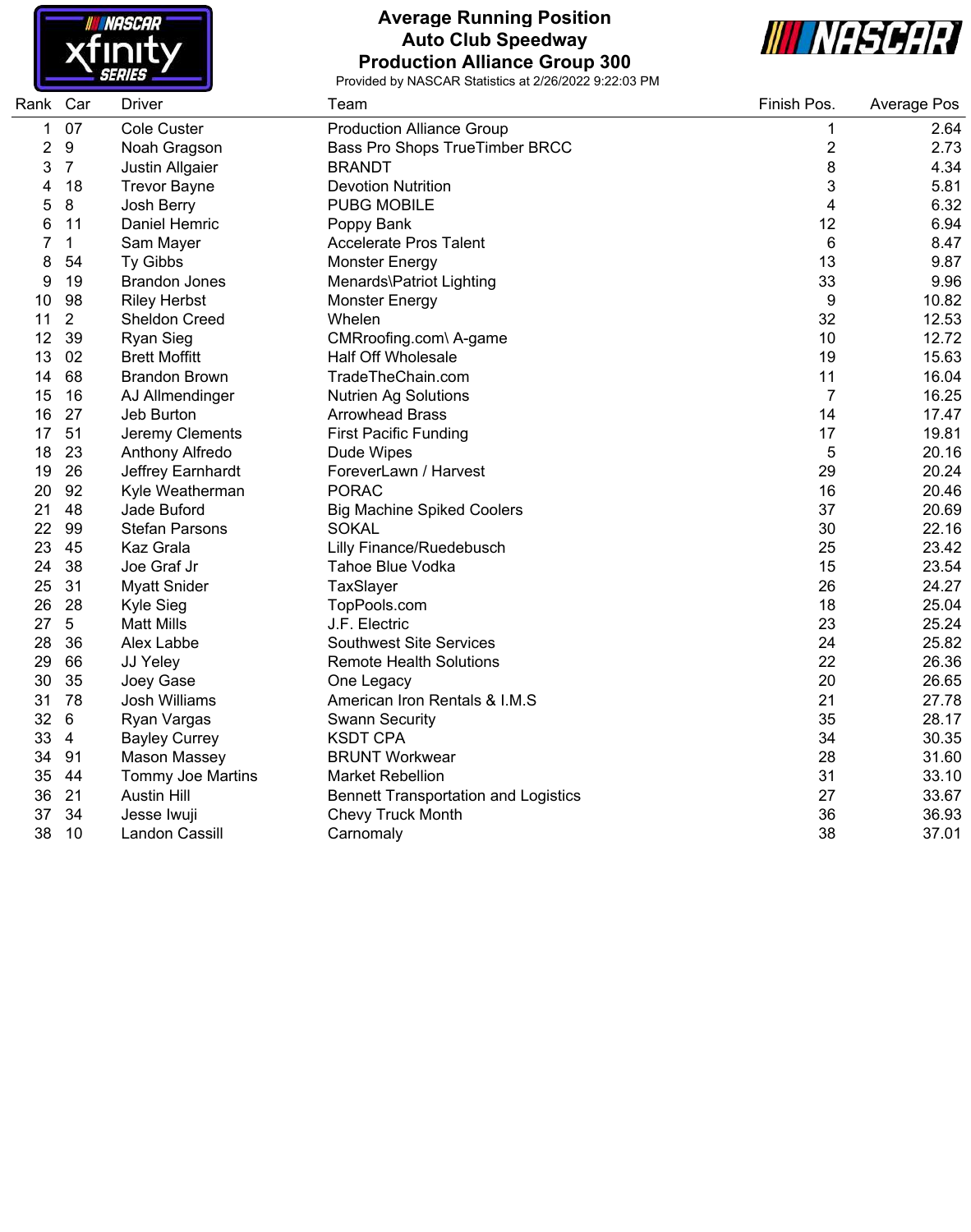# Average Running Position
## Auto Club Speedway
## Production Alliance Group 300

Provided by NASCAR Statistics at 2/26/2022 9:22:03 PM

| Rank | Car | Driver | Team | Finish Pos. | Average Pos |
|---|---|---|---|---|---|
| 1 | 07 | Cole Custer | Production Alliance Group | 1 | 2.64 |
| 2 | 9 | Noah Gragson | Bass Pro Shops TrueTimber BRCC | 2 | 2.73 |
| 3 | 7 | Justin Allgaier | BRANDT | 8 | 4.34 |
| 4 | 18 | Trevor Bayne | Devotion Nutrition | 3 | 5.81 |
| 5 | 8 | Josh Berry | PUBG MOBILE | 4 | 6.32 |
| 6 | 11 | Daniel Hemric | Poppy Bank | 12 | 6.94 |
| 7 | 1 | Sam Mayer | Accelerate Pros Talent | 6 | 8.47 |
| 8 | 54 | Ty Gibbs | Monster Energy | 13 | 9.87 |
| 9 | 19 | Brandon Jones | Menards\Patriot Lighting | 33 | 9.96 |
| 10 | 98 | Riley Herbst | Monster Energy | 9 | 10.82 |
| 11 | 2 | Sheldon Creed | Whelen | 32 | 12.53 |
| 12 | 39 | Ryan Sieg | CMRroofing.com\ A-game | 10 | 12.72 |
| 13 | 02 | Brett Moffitt | Half Off Wholesale | 19 | 15.63 |
| 14 | 68 | Brandon Brown | TradeTheChain.com | 11 | 16.04 |
| 15 | 16 | AJ Allmendinger | Nutrien Ag Solutions | 7 | 16.25 |
| 16 | 27 | Jeb Burton | Arrowhead Brass | 14 | 17.47 |
| 17 | 51 | Jeremy Clements | First Pacific Funding | 17 | 19.81 |
| 18 | 23 | Anthony Alfredo | Dude Wipes | 5 | 20.16 |
| 19 | 26 | Jeffrey Earnhardt | ForeverLawn / Harvest | 29 | 20.24 |
| 20 | 92 | Kyle Weatherman | PORAC | 16 | 20.46 |
| 21 | 48 | Jade Buford | Big Machine Spiked Coolers | 37 | 20.69 |
| 22 | 99 | Stefan Parsons | SOKAL | 30 | 22.16 |
| 23 | 45 | Kaz Grala | Lilly Finance/Ruedebusch | 25 | 23.42 |
| 24 | 38 | Joe Graf Jr | Tahoe Blue Vodka | 15 | 23.54 |
| 25 | 31 | Myatt Snider | TaxSlayer | 26 | 24.27 |
| 26 | 28 | Kyle Sieg | TopPools.com | 18 | 25.04 |
| 27 | 5 | Matt Mills | J.F. Electric | 23 | 25.24 |
| 28 | 36 | Alex Labbe | Southwest Site Services | 24 | 25.82 |
| 29 | 66 | JJ Yeley | Remote Health Solutions | 22 | 26.36 |
| 30 | 35 | Joey Gase | One Legacy | 20 | 26.65 |
| 31 | 78 | Josh Williams | American Iron Rentals & I.M.S | 21 | 27.78 |
| 32 | 6 | Ryan Vargas | Swann Security | 35 | 28.17 |
| 33 | 4 | Bayley Currey | KSDT CPA | 34 | 30.35 |
| 34 | 91 | Mason Massey | BRUNT Workwear | 28 | 31.60 |
| 35 | 44 | Tommy Joe Martins | Market Rebellion | 31 | 33.10 |
| 36 | 21 | Austin Hill | Bennett Transportation and Logistics | 27 | 33.67 |
| 37 | 34 | Jesse Iwuji | Chevy Truck Month | 36 | 36.93 |
| 38 | 10 | Landon Cassill | Carnomaly | 38 | 37.01 |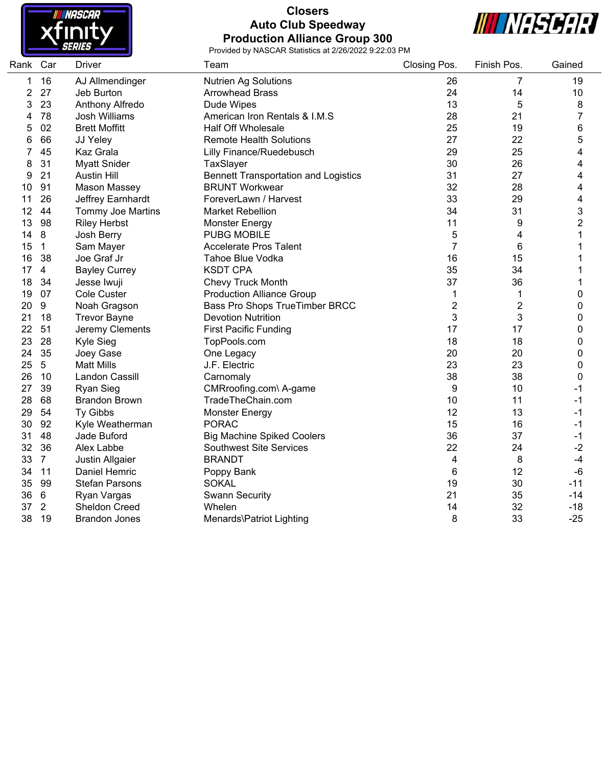# Closers

## Auto Club Speedway

## Production Alliance Group 300

Provided by NASCAR Statistics at 2/26/2022 9:22:03 PM

| Rank | Car | Driver | Team | Closing Pos. | Finish Pos. | Gained |
|---|---|---|---|---|---|---|
| 1 | 16 | AJ Allmendinger | Nutrien Ag Solutions | 26 | 7 | 19 |
| 2 | 27 | Jeb Burton | Arrowhead Brass | 24 | 14 | 10 |
| 3 | 23 | Anthony Alfredo | Dude Wipes | 13 | 5 | 8 |
| 4 | 78 | Josh Williams | American Iron Rentals & I.M.S | 28 | 21 | 7 |
| 5 | 02 | Brett Moffitt | Half Off Wholesale | 25 | 19 | 6 |
| 6 | 66 | JJ Yeley | Remote Health Solutions | 27 | 22 | 5 |
| 7 | 45 | Kaz Grala | Lilly Finance/Ruedebusch | 29 | 25 | 4 |
| 8 | 31 | Myatt Snider | TaxSlayer | 30 | 26 | 4 |
| 9 | 21 | Austin Hill | Bennett Transportation and Logistics | 31 | 27 | 4 |
| 10 | 91 | Mason Massey | BRUNT Workwear | 32 | 28 | 4 |
| 11 | 26 | Jeffrey Earnhardt | ForeverLawn / Harvest | 33 | 29 | 4 |
| 12 | 44 | Tommy Joe Martins | Market Rebellion | 34 | 31 | 3 |
| 13 | 98 | Riley Herbst | Monster Energy | 11 | 9 | 2 |
| 14 | 8 | Josh Berry | PUBG MOBILE | 5 | 4 | 1 |
| 15 | 1 | Sam Mayer | Accelerate Pros Talent | 7 | 6 | 1 |
| 16 | 38 | Joe Graf Jr | Tahoe Blue Vodka | 16 | 15 | 1 |
| 17 | 4 | Bayley Currey | KSDT CPA | 35 | 34 | 1 |
| 18 | 34 | Jesse Iwuji | Chevy Truck Month | 37 | 36 | 1 |
| 19 | 07 | Cole Custer | Production Alliance Group | 1 | 1 | 0 |
| 20 | 9 | Noah Gragson | Bass Pro Shops TrueTimber BRCC | 2 | 2 | 0 |
| 21 | 18 | Trevor Bayne | Devotion Nutrition | 3 | 3 | 0 |
| 22 | 51 | Jeremy Clements | First Pacific Funding | 17 | 17 | 0 |
| 23 | 28 | Kyle Sieg | TopPools.com | 18 | 18 | 0 |
| 24 | 35 | Joey Gase | One Legacy | 20 | 20 | 0 |
| 25 | 5 | Matt Mills | J.F. Electric | 23 | 23 | 0 |
| 26 | 10 | Landon Cassill | Carnomaly | 38 | 38 | 0 |
| 27 | 39 | Ryan Sieg | CMRroofing.com\ A-game | 9 | 10 | -1 |
| 28 | 68 | Brandon Brown | TradeTheChain.com | 10 | 11 | -1 |
| 29 | 54 | Ty Gibbs | Monster Energy | 12 | 13 | -1 |
| 30 | 92 | Kyle Weatherman | PORAC | 15 | 16 | -1 |
| 31 | 48 | Jade Buford | Big Machine Spiked Coolers | 36 | 37 | -1 |
| 32 | 36 | Alex Labbe | Southwest Site Services | 22 | 24 | -2 |
| 33 | 7 | Justin Allgaier | BRANDT | 4 | 8 | -4 |
| 34 | 11 | Daniel Hemric | Poppy Bank | 6 | 12 | -6 |
| 35 | 99 | Stefan Parsons | SOKAL | 19 | 30 | -11 |
| 36 | 6 | Ryan Vargas | Swann Security | 21 | 35 | -14 |
| 37 | 2 | Sheldon Creed | Whelen | 14 | 32 | -18 |
| 38 | 19 | Brandon Jones | Menards\Patriot Lighting | 8 | 33 | -25 |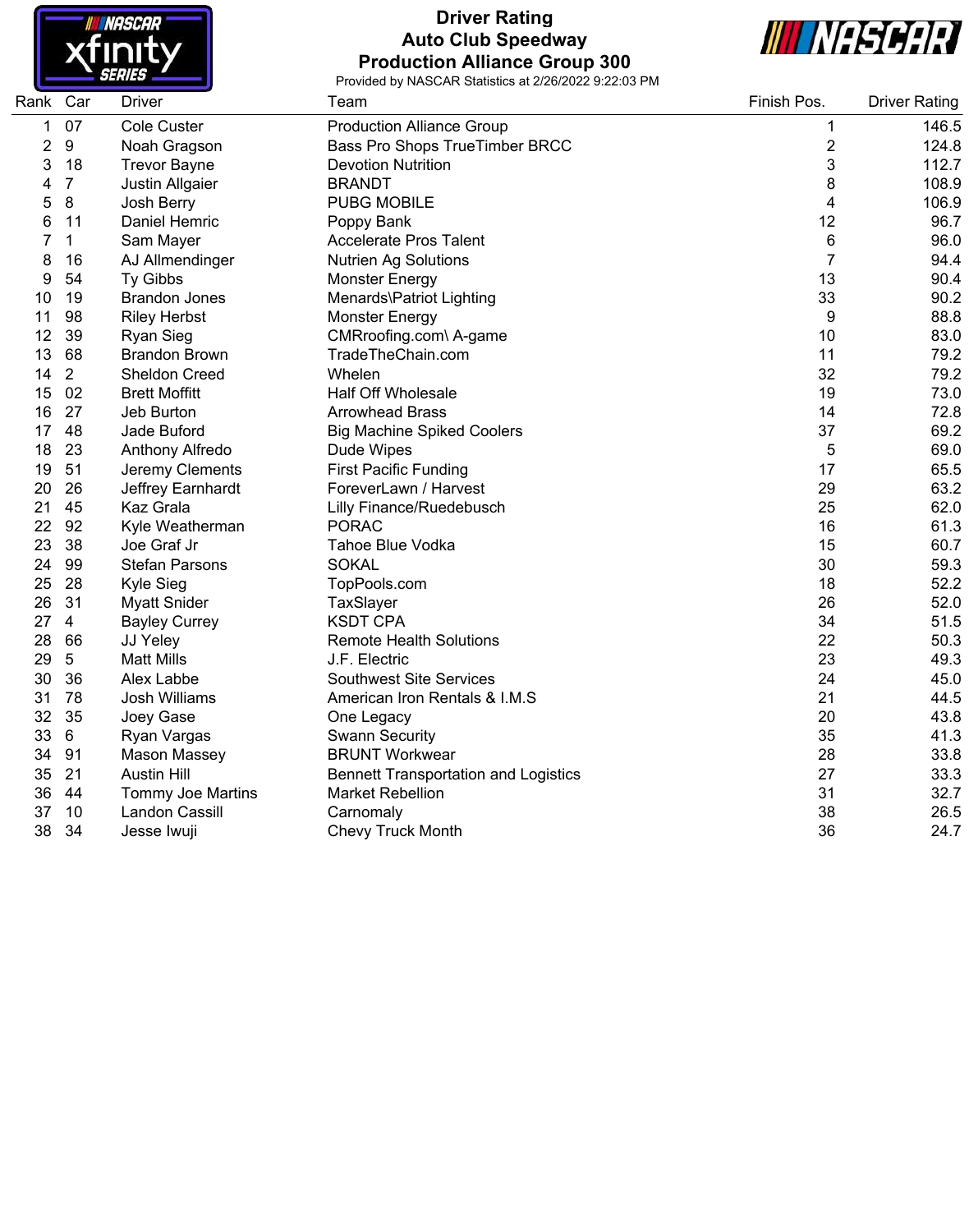# Driver Rating
## Auto Club Speedway
## Production Alliance Group 300

Provided by NASCAR Statistics at 2/26/2022 9:22:03 PM

| Rank | Car | Driver | Team | Finish Pos. | Driver Rating |
|---|---|---|---|---|---|
| 1 | 07 | Cole Custer | Production Alliance Group | 1 | 146.5 |
| 2 | 9 | Noah Gragson | Bass Pro Shops TrueTimber BRCC | 2 | 124.8 |
| 3 | 18 | Trevor Bayne | Devotion Nutrition | 3 | 112.7 |
| 4 | 7 | Justin Allgaier | BRANDT | 8 | 108.9 |
| 5 | 8 | Josh Berry | PUBG MOBILE | 4 | 106.9 |
| 6 | 11 | Daniel Hemric | Poppy Bank | 12 | 96.7 |
| 7 | 1 | Sam Mayer | Accelerate Pros Talent | 6 | 96.0 |
| 8 | 16 | AJ Allmendinger | Nutrien Ag Solutions | 7 | 94.4 |
| 9 | 54 | Ty Gibbs | Monster Energy | 13 | 90.4 |
| 10 | 19 | Brandon Jones | Menards\Patriot Lighting | 33 | 90.2 |
| 11 | 98 | Riley Herbst | Monster Energy | 9 | 88.8 |
| 12 | 39 | Ryan Sieg | CMRroofing.com\ A-game | 10 | 83.0 |
| 13 | 68 | Brandon Brown | TradeTheChain.com | 11 | 79.2 |
| 14 | 2 | Sheldon Creed | Whelen | 32 | 79.2 |
| 15 | 02 | Brett Moffitt | Half Off Wholesale | 19 | 73.0 |
| 16 | 27 | Jeb Burton | Arrowhead Brass | 14 | 72.8 |
| 17 | 48 | Jade Buford | Big Machine Spiked Coolers | 37 | 69.2 |
| 18 | 23 | Anthony Alfredo | Dude Wipes | 5 | 69.0 |
| 19 | 51 | Jeremy Clements | First Pacific Funding | 17 | 65.5 |
| 20 | 26 | Jeffrey Earnhardt | ForeverLawn / Harvest | 29 | 63.2 |
| 21 | 45 | Kaz Grala | Lilly Finance/Ruedebusch | 25 | 62.0 |
| 22 | 92 | Kyle Weatherman | PORAC | 16 | 61.3 |
| 23 | 38 | Joe Graf Jr | Tahoe Blue Vodka | 15 | 60.7 |
| 24 | 99 | Stefan Parsons | SOKAL | 30 | 59.3 |
| 25 | 28 | Kyle Sieg | TopPools.com | 18 | 52.2 |
| 26 | 31 | Myatt Snider | TaxSlayer | 26 | 52.0 |
| 27 | 4 | Bayley Currey | KSDT CPA | 34 | 51.5 |
| 28 | 66 | JJ Yeley | Remote Health Solutions | 22 | 50.3 |
| 29 | 5 | Matt Mills | J.F. Electric | 23 | 49.3 |
| 30 | 36 | Alex Labbe | Southwest Site Services | 24 | 45.0 |
| 31 | 78 | Josh Williams | American Iron Rentals & I.M.S | 21 | 44.5 |
| 32 | 35 | Joey Gase | One Legacy | 20 | 43.8 |
| 33 | 6 | Ryan Vargas | Swann Security | 35 | 41.3 |
| 34 | 91 | Mason Massey | BRUNT Workwear | 28 | 33.8 |
| 35 | 21 | Austin Hill | Bennett Transportation and Logistics | 27 | 33.3 |
| 36 | 44 | Tommy Joe Martins | Market Rebellion | 31 | 32.7 |
| 37 | 10 | Landon Cassill | Carnomaly | 38 | 26.5 |
| 38 | 34 | Jesse Iwuji | Chevy Truck Month | 36 | 24.7 |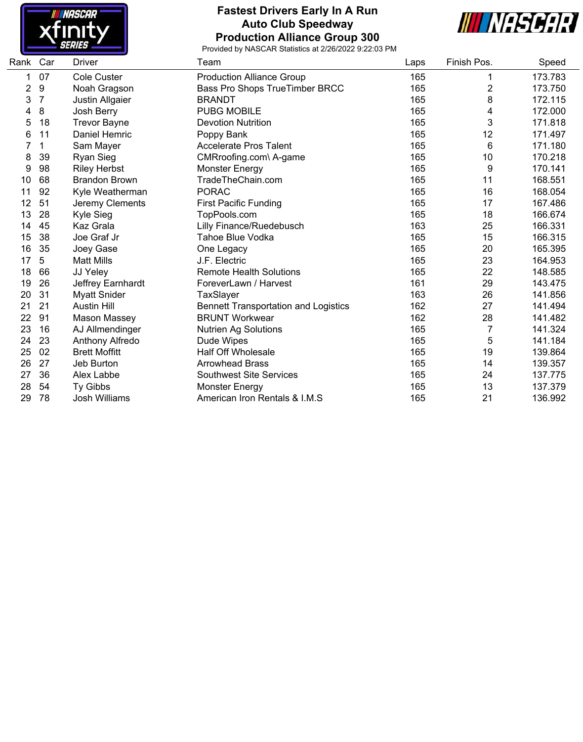# Fastest Drivers Early In A Run

## Auto Club Speedway

## Production Alliance Group 300

Provided by NASCAR Statistics at 2/26/2022 9:22:03 PM

| Rank | Car | Driver | Team | Laps | Finish Pos. | Speed |
|---|---|---|---|---|---|---|
| 1 | 07 | Cole Custer | Production Alliance Group | 165 | 1 | 173.783 |
| 2 | 9 | Noah Gragson | Bass Pro Shops TrueTimber BRCC | 165 | 2 | 173.750 |
| 3 | 7 | Justin Allgaier | BRANDT | 165 | 8 | 172.115 |
| 4 | 8 | Josh Berry | PUBG MOBILE | 165 | 4 | 172.000 |
| 5 | 18 | Trevor Bayne | Devotion Nutrition | 165 | 3 | 171.818 |
| 6 | 11 | Daniel Hemric | Poppy Bank | 165 | 12 | 171.497 |
| 7 | 1 | Sam Mayer | Accelerate Pros Talent | 165 | 6 | 171.180 |
| 8 | 39 | Ryan Sieg | CMRroofing.com\ A-game | 165 | 10 | 170.218 |
| 9 | 98 | Riley Herbst | Monster Energy | 165 | 9 | 170.141 |
| 10 | 68 | Brandon Brown | TradeTheChain.com | 165 | 11 | 168.551 |
| 11 | 92 | Kyle Weatherman | PORAC | 165 | 16 | 168.054 |
| 12 | 51 | Jeremy Clements | First Pacific Funding | 165 | 17 | 167.486 |
| 13 | 28 | Kyle Sieg | TopPools.com | 165 | 18 | 166.674 |
| 14 | 45 | Kaz Grala | Lilly Finance/Ruedebusch | 163 | 25 | 166.331 |
| 15 | 38 | Joe Graf Jr | Tahoe Blue Vodka | 165 | 15 | 166.315 |
| 16 | 35 | Joey Gase | One Legacy | 165 | 20 | 165.395 |
| 17 | 5 | Matt Mills | J.F. Electric | 165 | 23 | 164.953 |
| 18 | 66 | JJ Yeley | Remote Health Solutions | 165 | 22 | 148.585 |
| 19 | 26 | Jeffrey Earnhardt | ForeverLawn / Harvest | 161 | 29 | 143.475 |
| 20 | 31 | Myatt Snider | TaxSlayer | 163 | 26 | 141.856 |
| 21 | 21 | Austin Hill | Bennett Transportation and Logistics | 162 | 27 | 141.494 |
| 22 | 91 | Mason Massey | BRUNT Workwear | 162 | 28 | 141.482 |
| 23 | 16 | AJ Allmendinger | Nutrien Ag Solutions | 165 | 7 | 141.324 |
| 24 | 23 | Anthony Alfredo | Dude Wipes | 165 | 5 | 141.184 |
| 25 | 02 | Brett Moffitt | Half Off Wholesale | 165 | 19 | 139.864 |
| 26 | 27 | Jeb Burton | Arrowhead Brass | 165 | 14 | 139.357 |
| 27 | 36 | Alex Labbe | Southwest Site Services | 165 | 24 | 137.775 |
| 28 | 54 | Ty Gibbs | Monster Energy | 165 | 13 | 137.379 |
| 29 | 78 | Josh Williams | American Iron Rentals & I.M.S | 165 | 21 | 136.992 |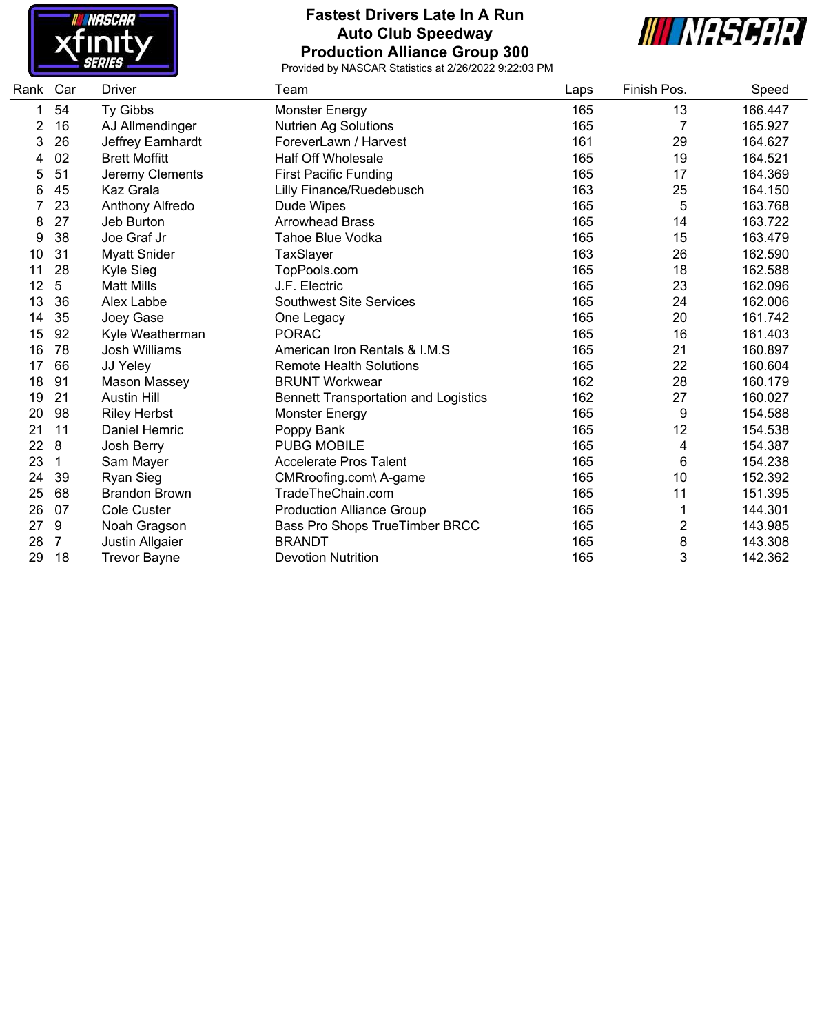# Fastest Drivers Late In A Run
## Auto Club Speedway
## Production Alliance Group 300

Provided by NASCAR Statistics at 2/26/2022 9:22:03 PM

| Rank | Car | Driver | Team | Laps | Finish Pos. | Speed |
|---|---|---|---|---|---|---|
| 1 | 54 | Ty Gibbs | Monster Energy | 165 | 13 | 166.447 |
| 2 | 16 | AJ Allmendinger | Nutrien Ag Solutions | 165 | 7 | 165.927 |
| 3 | 26 | Jeffrey Earnhardt | ForeverLawn / Harvest | 161 | 29 | 164.627 |
| 4 | 02 | Brett Moffitt | Half Off Wholesale | 165 | 19 | 164.521 |
| 5 | 51 | Jeremy Clements | First Pacific Funding | 165 | 17 | 164.369 |
| 6 | 45 | Kaz Grala | Lilly Finance/Ruedebusch | 163 | 25 | 164.150 |
| 7 | 23 | Anthony Alfredo | Dude Wipes | 165 | 5 | 163.768 |
| 8 | 27 | Jeb Burton | Arrowhead Brass | 165 | 14 | 163.722 |
| 9 | 38 | Joe Graf Jr | Tahoe Blue Vodka | 165 | 15 | 163.479 |
| 10 | 31 | Myatt Snider | TaxSlayer | 163 | 26 | 162.590 |
| 11 | 28 | Kyle Sieg | TopPools.com | 165 | 18 | 162.588 |
| 12 | 5 | Matt Mills | J.F. Electric | 165 | 23 | 162.096 |
| 13 | 36 | Alex Labbe | Southwest Site Services | 165 | 24 | 162.006 |
| 14 | 35 | Joey Gase | One Legacy | 165 | 20 | 161.742 |
| 15 | 92 | Kyle Weatherman | PORAC | 165 | 16 | 161.403 |
| 16 | 78 | Josh Williams | American Iron Rentals & I.M.S | 165 | 21 | 160.897 |
| 17 | 66 | JJ Yeley | Remote Health Solutions | 165 | 22 | 160.604 |
| 18 | 91 | Mason Massey | BRUNT Workwear | 162 | 28 | 160.179 |
| 19 | 21 | Austin Hill | Bennett Transportation and Logistics | 162 | 27 | 160.027 |
| 20 | 98 | Riley Herbst | Monster Energy | 165 | 9 | 154.588 |
| 21 | 11 | Daniel Hemric | Poppy Bank | 165 | 12 | 154.538 |
| 22 | 8 | Josh Berry | PUBG MOBILE | 165 | 4 | 154.387 |
| 23 | 1 | Sam Mayer | Accelerate Pros Talent | 165 | 6 | 154.238 |
| 24 | 39 | Ryan Sieg | CMRroofing.com\ A-game | 165 | 10 | 152.392 |
| 25 | 68 | Brandon Brown | TradeTheChain.com | 165 | 11 | 151.395 |
| 26 | 07 | Cole Custer | Production Alliance Group | 165 | 1 | 144.301 |
| 27 | 9 | Noah Gragson | Bass Pro Shops TrueTimber BRCC | 165 | 2 | 143.985 |
| 28 | 7 | Justin Allgaier | BRANDT | 165 | 8 | 143.308 |
| 29 | 18 | Trevor Bayne | Devotion Nutrition | 165 | 3 | 142.362 |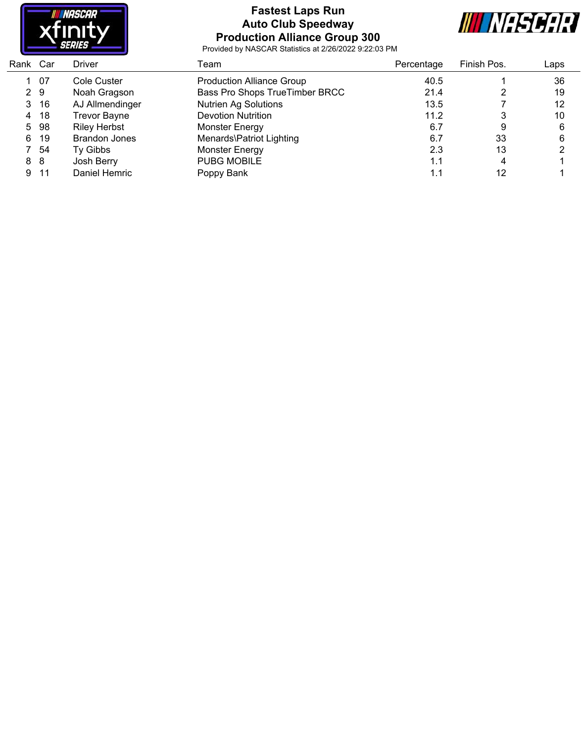# Fastest Laps Run
## Auto Club Speedway
## Production Alliance Group 300

Provided by NASCAR Statistics at 2/26/2022 9:22:03 PM

| Rank | Car | Driver | Team | Percentage | Finish Pos. | Laps |
|---|---|---|---|---|---|---|
| 1 | 07 | Cole Custer | Production Alliance Group | 40.5 | 1 | 36 |
| 2 | 9 | Noah Gragson | Bass Pro Shops TrueTimber BRCC | 21.4 | 2 | 19 |
| 3 | 16 | AJ Allmendinger | Nutrien Ag Solutions | 13.5 | 7 | 12 |
| 4 | 18 | Trevor Bayne | Devotion Nutrition | 11.2 | 3 | 10 |
| 5 | 98 | Riley Herbst | Monster Energy | 6.7 | 9 | 6 |
| 6 | 19 | Brandon Jones | Menards\Patriot Lighting | 6.7 | 33 | 6 |
| 7 | 54 | Ty Gibbs | Monster Energy | 2.3 | 13 | 2 |
| 8 | 8 | Josh Berry | PUBG MOBILE | 1.1 | 4 | 1 |
| 9 | 11 | Daniel Hemric | Poppy Bank | 1.1 | 12 | 1 |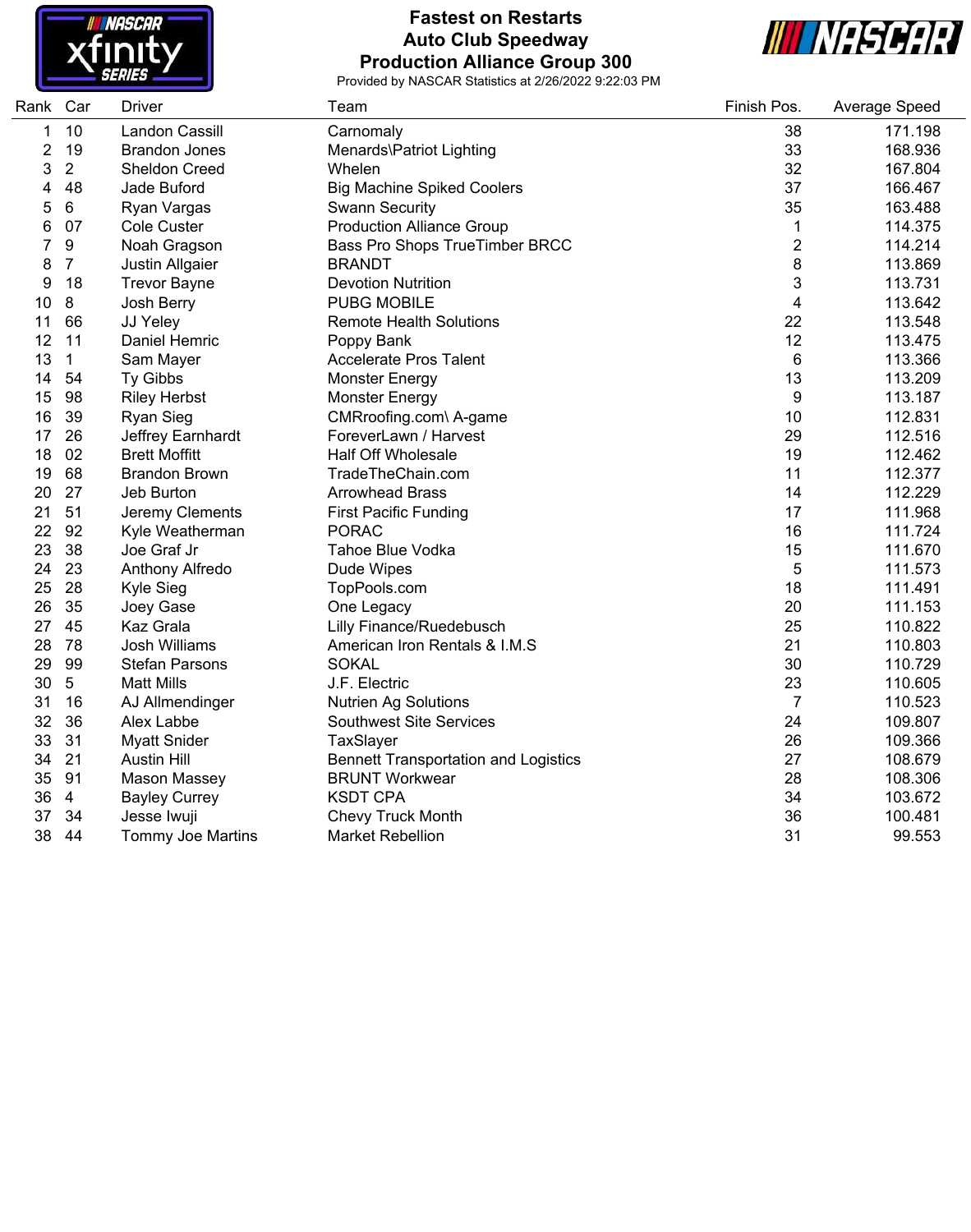# Fastest on Restarts
## Auto Club Speedway
## Production Alliance Group 300

Provided by NASCAR Statistics at 2/26/2022 9:22:03 PM

| Rank | Car | Driver | Team | Finish Pos. | Average Speed |
|---|---|---|---|---|---|
| 1 | 10 | Landon Cassill | Carnomaly | 38 | 171.198 |
| 2 | 19 | Brandon Jones | Menards\Patriot Lighting | 33 | 168.936 |
| 3 | 2 | Sheldon Creed | Whelen | 32 | 167.804 |
| 4 | 48 | Jade Buford | Big Machine Spiked Coolers | 37 | 166.467 |
| 5 | 6 | Ryan Vargas | Swann Security | 35 | 163.488 |
| 6 | 07 | Cole Custer | Production Alliance Group | 1 | 114.375 |
| 7 | 9 | Noah Gragson | Bass Pro Shops TrueTimber BRCC | 2 | 114.214 |
| 8 | 7 | Justin Allgaier | BRANDT | 8 | 113.869 |
| 9 | 18 | Trevor Bayne | Devotion Nutrition | 3 | 113.731 |
| 10 | 8 | Josh Berry | PUBG MOBILE | 4 | 113.642 |
| 11 | 66 | JJ Yeley | Remote Health Solutions | 22 | 113.548 |
| 12 | 11 | Daniel Hemric | Poppy Bank | 12 | 113.475 |
| 13 | 1 | Sam Mayer | Accelerate Pros Talent | 6 | 113.366 |
| 14 | 54 | Ty Gibbs | Monster Energy | 13 | 113.209 |
| 15 | 98 | Riley Herbst | Monster Energy | 9 | 113.187 |
| 16 | 39 | Ryan Sieg | CMRroofing.com\ A-game | 10 | 112.831 |
| 17 | 26 | Jeffrey Earnhardt | ForeverLawn / Harvest | 29 | 112.516 |
| 18 | 02 | Brett Moffitt | Half Off Wholesale | 19 | 112.462 |
| 19 | 68 | Brandon Brown | TradeTheChain.com | 11 | 112.377 |
| 20 | 27 | Jeb Burton | Arrowhead Brass | 14 | 112.229 |
| 21 | 51 | Jeremy Clements | First Pacific Funding | 17 | 111.968 |
| 22 | 92 | Kyle Weatherman | PORAC | 16 | 111.724 |
| 23 | 38 | Joe Graf Jr | Tahoe Blue Vodka | 15 | 111.670 |
| 24 | 23 | Anthony Alfredo | Dude Wipes | 5 | 111.573 |
| 25 | 28 | Kyle Sieg | TopPools.com | 18 | 111.491 |
| 26 | 35 | Joey Gase | One Legacy | 20 | 111.153 |
| 27 | 45 | Kaz Grala | Lilly Finance/Ruedebusch | 25 | 110.822 |
| 28 | 78 | Josh Williams | American Iron Rentals & I.M.S | 21 | 110.803 |
| 29 | 99 | Stefan Parsons | SOKAL | 30 | 110.729 |
| 30 | 5 | Matt Mills | J.F. Electric | 23 | 110.605 |
| 31 | 16 | AJ Allmendinger | Nutrien Ag Solutions | 7 | 110.523 |
| 32 | 36 | Alex Labbe | Southwest Site Services | 24 | 109.807 |
| 33 | 31 | Myatt Snider | TaxSlayer | 26 | 109.366 |
| 34 | 21 | Austin Hill | Bennett Transportation and Logistics | 27 | 108.679 |
| 35 | 91 | Mason Massey | BRUNT Workwear | 28 | 108.306 |
| 36 | 4 | Bayley Currey | KSDT CPA | 34 | 103.672 |
| 37 | 34 | Jesse Iwuji | Chevy Truck Month | 36 | 100.481 |
| 38 | 44 | Tommy Joe Martins | Market Rebellion | 31 | 99.553 |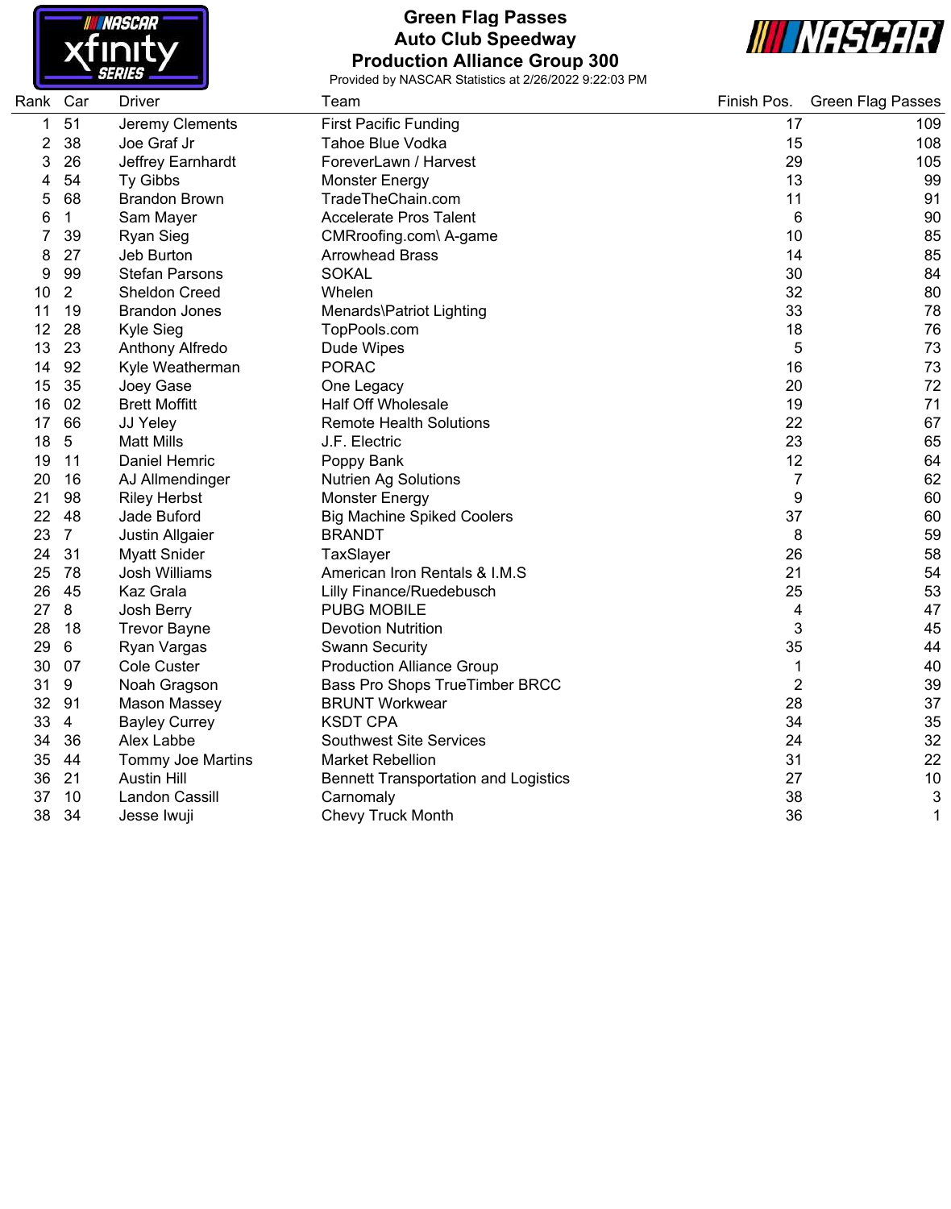# Green Flag Passes

## Auto Club Speedway

## Production Alliance Group 300

Provided by NASCAR Statistics at 2/26/2022 9:22:03 PM

| Rank | Car | Driver | Team | Finish Pos. | Green Flag Passes |
|---|---|---|---|---|---|
| 1 | 51 | Jeremy Clements | First Pacific Funding | 17 | 109 |
| 2 | 38 | Joe Graf Jr | Tahoe Blue Vodka | 15 | 108 |
| 3 | 26 | Jeffrey Earnhardt | ForeverLawn / Harvest | 29 | 105 |
| 4 | 54 | Ty Gibbs | Monster Energy | 13 | 99 |
| 5 | 68 | Brandon Brown | TradeTheChain.com | 11 | 91 |
| 6 | 1 | Sam Mayer | Accelerate Pros Talent | 6 | 90 |
| 7 | 39 | Ryan Sieg | CMRroofing.com\ A-game | 10 | 85 |
| 8 | 27 | Jeb Burton | Arrowhead Brass | 14 | 85 |
| 9 | 99 | Stefan Parsons | SOKAL | 30 | 84 |
| 10 | 2 | Sheldon Creed | Whelen | 32 | 80 |
| 11 | 19 | Brandon Jones | Menards\Patriot Lighting | 33 | 78 |
| 12 | 28 | Kyle Sieg | TopPools.com | 18 | 76 |
| 13 | 23 | Anthony Alfredo | Dude Wipes | 5 | 73 |
| 14 | 92 | Kyle Weatherman | PORAC | 16 | 73 |
| 15 | 35 | Joey Gase | One Legacy | 20 | 72 |
| 16 | 02 | Brett Moffitt | Half Off Wholesale | 19 | 71 |
| 17 | 66 | JJ Yeley | Remote Health Solutions | 22 | 67 |
| 18 | 5 | Matt Mills | J.F. Electric | 23 | 65 |
| 19 | 11 | Daniel Hemric | Poppy Bank | 12 | 64 |
| 20 | 16 | AJ Allmendinger | Nutrien Ag Solutions | 7 | 62 |
| 21 | 98 | Riley Herbst | Monster Energy | 9 | 60 |
| 22 | 48 | Jade Buford | Big Machine Spiked Coolers | 37 | 60 |
| 23 | 7 | Justin Allgaier | BRANDT | 8 | 59 |
| 24 | 31 | Myatt Snider | TaxSlayer | 26 | 58 |
| 25 | 78 | Josh Williams | American Iron Rentals & I.M.S | 21 | 54 |
| 26 | 45 | Kaz Grala | Lilly Finance/Ruedebusch | 25 | 53 |
| 27 | 8 | Josh Berry | PUBG MOBILE | 4 | 47 |
| 28 | 18 | Trevor Bayne | Devotion Nutrition | 3 | 45 |
| 29 | 6 | Ryan Vargas | Swann Security | 35 | 44 |
| 30 | 07 | Cole Custer | Production Alliance Group | 1 | 40 |
| 31 | 9 | Noah Gragson | Bass Pro Shops TrueTimber BRCC | 2 | 39 |
| 32 | 91 | Mason Massey | BRUNT Workwear | 28 | 37 |
| 33 | 4 | Bayley Currey | KSDT CPA | 34 | 35 |
| 34 | 36 | Alex Labbe | Southwest Site Services | 24 | 32 |
| 35 | 44 | Tommy Joe Martins | Market Rebellion | 31 | 22 |
| 36 | 21 | Austin Hill | Bennett Transportation and Logistics | 27 | 10 |
| 37 | 10 | Landon Cassill | Carnomaly | 38 | 3 |
| 38 | 34 | Jesse Iwuji | Chevy Truck Month | 36 | 1 |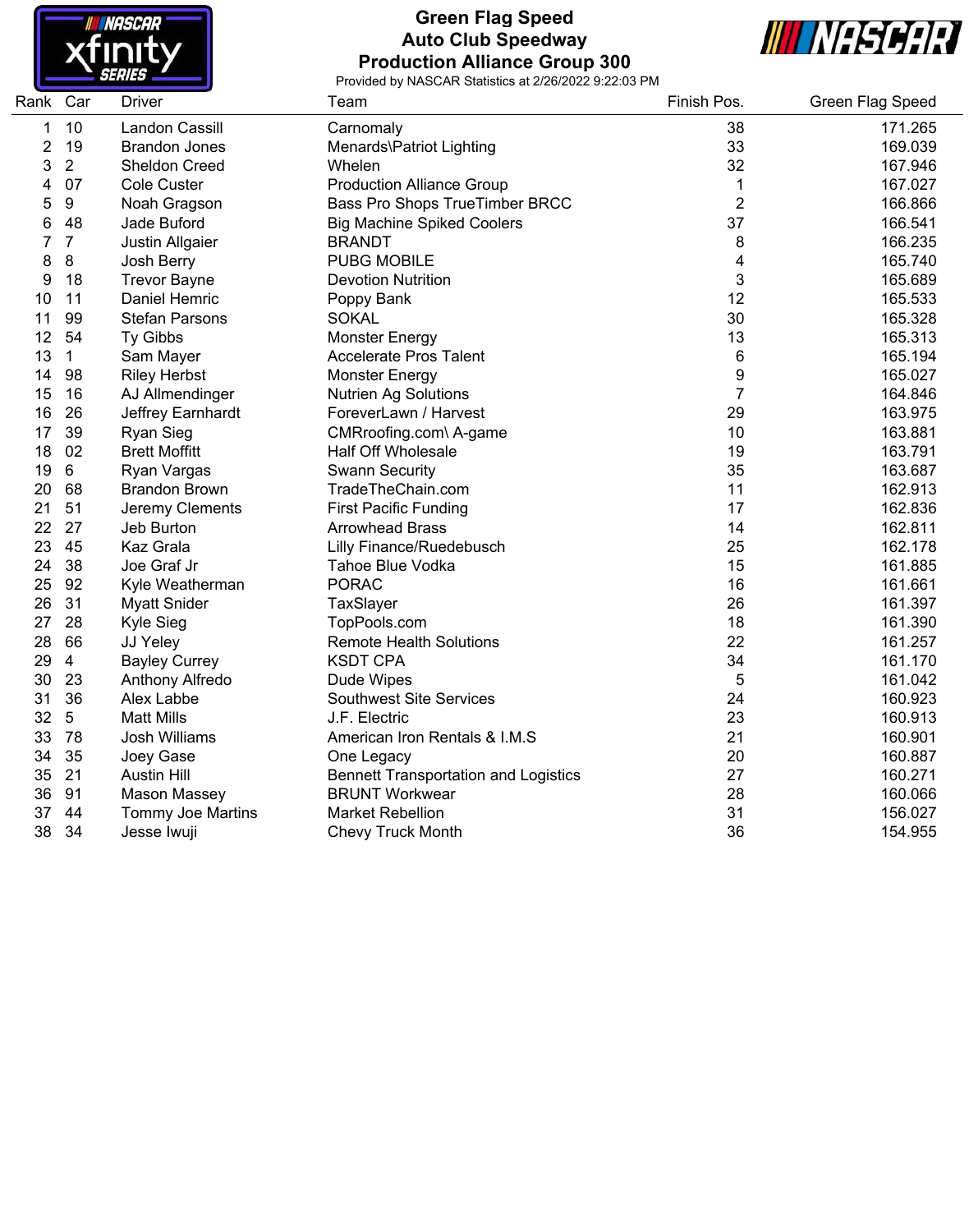# Green Flag Speed
## Auto Club Speedway
## Production Alliance Group 300

Provided by NASCAR Statistics at 2/26/2022 9:22:03 PM

| Rank | Car | Driver | Team | Finish Pos. | Green Flag Speed |
|---|---|---|---|---|---|
| 1 | 10 | Landon Cassill | Carnomaly | 38 | 171.265 |
| 2 | 19 | Brandon Jones | Menards\Patriot Lighting | 33 | 169.039 |
| 3 | 2 | Sheldon Creed | Whelen | 32 | 167.946 |
| 4 | 07 | Cole Custer | Production Alliance Group | 1 | 167.027 |
| 5 | 9 | Noah Gragson | Bass Pro Shops TrueTimber BRCC | 2 | 166.866 |
| 6 | 48 | Jade Buford | Big Machine Spiked Coolers | 37 | 166.541 |
| 7 | 7 | Justin Allgaier | BRANDT | 8 | 166.235 |
| 8 | 8 | Josh Berry | PUBG MOBILE | 4 | 165.740 |
| 9 | 18 | Trevor Bayne | Devotion Nutrition | 3 | 165.689 |
| 10 | 11 | Daniel Hemric | Poppy Bank | 12 | 165.533 |
| 11 | 99 | Stefan Parsons | SOKAL | 30 | 165.328 |
| 12 | 54 | Ty Gibbs | Monster Energy | 13 | 165.313 |
| 13 | 1 | Sam Mayer | Accelerate Pros Talent | 6 | 165.194 |
| 14 | 98 | Riley Herbst | Monster Energy | 9 | 165.027 |
| 15 | 16 | AJ Allmendinger | Nutrien Ag Solutions | 7 | 164.846 |
| 16 | 26 | Jeffrey Earnhardt | ForeverLawn / Harvest | 29 | 163.975 |
| 17 | 39 | Ryan Sieg | CMRroofing.com\ A-game | 10 | 163.881 |
| 18 | 02 | Brett Moffitt | Half Off Wholesale | 19 | 163.791 |
| 19 | 6 | Ryan Vargas | Swann Security | 35 | 163.687 |
| 20 | 68 | Brandon Brown | TradeTheChain.com | 11 | 162.913 |
| 21 | 51 | Jeremy Clements | First Pacific Funding | 17 | 162.836 |
| 22 | 27 | Jeb Burton | Arrowhead Brass | 14 | 162.811 |
| 23 | 45 | Kaz Grala | Lilly Finance/Ruedebusch | 25 | 162.178 |
| 24 | 38 | Joe Graf Jr | Tahoe Blue Vodka | 15 | 161.885 |
| 25 | 92 | Kyle Weatherman | PORAC | 16 | 161.661 |
| 26 | 31 | Myatt Snider | TaxSlayer | 26 | 161.397 |
| 27 | 28 | Kyle Sieg | TopPools.com | 18 | 161.390 |
| 28 | 66 | JJ Yeley | Remote Health Solutions | 22 | 161.257 |
| 29 | 4 | Bayley Currey | KSDT CPA | 34 | 161.170 |
| 30 | 23 | Anthony Alfredo | Dude Wipes | 5 | 161.042 |
| 31 | 36 | Alex Labbe | Southwest Site Services | 24 | 160.923 |
| 32 | 5 | Matt Mills | J.F. Electric | 23 | 160.913 |
| 33 | 78 | Josh Williams | American Iron Rentals & I.M.S | 21 | 160.901 |
| 34 | 35 | Joey Gase | One Legacy | 20 | 160.887 |
| 35 | 21 | Austin Hill | Bennett Transportation and Logistics | 27 | 160.271 |
| 36 | 91 | Mason Massey | BRUNT Workwear | 28 | 160.066 |
| 37 | 44 | Tommy Joe Martins | Market Rebellion | 31 | 156.027 |
| 38 | 34 | Jesse Iwuji | Chevy Truck Month | 36 | 154.955 |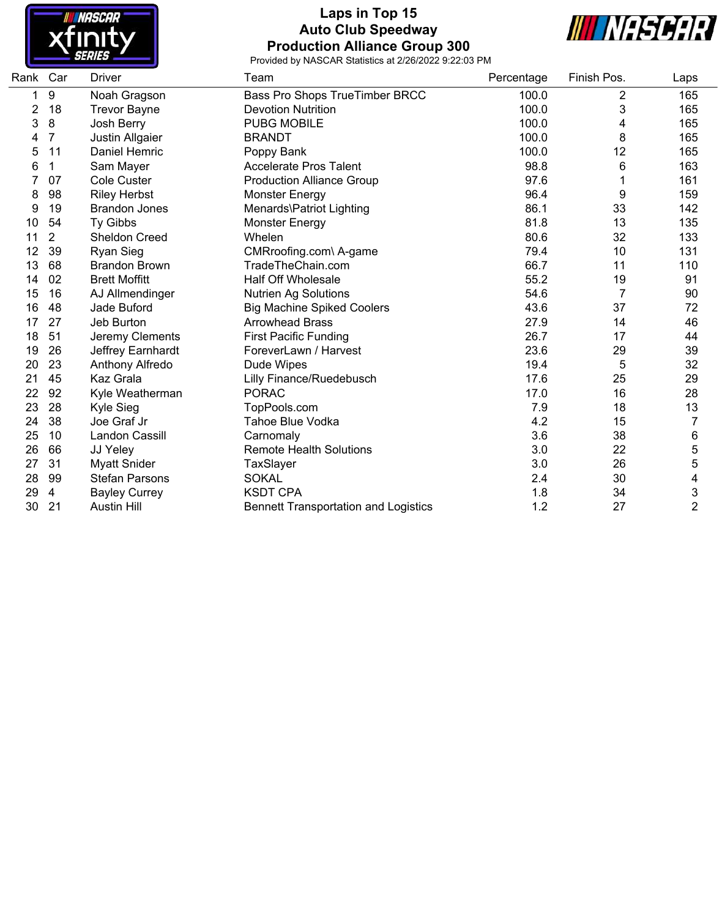# Laps in Top 15
## Auto Club Speedway
## Production Alliance Group 300

Provided by NASCAR Statistics at 2/26/2022 9:22:03 PM

| Rank | Car | Driver | Team | Percentage | Finish Pos. | Laps |
|---|---|---|---|---|---|---|
| 1 | 9 | Noah Gragson | Bass Pro Shops TrueTimber BRCC | 100.0 | 2 | 165 |
| 2 | 18 | Trevor Bayne | Devotion Nutrition | 100.0 | 3 | 165 |
| 3 | 8 | Josh Berry | PUBG MOBILE | 100.0 | 4 | 165 |
| 4 | 7 | Justin Allgaier | BRANDT | 100.0 | 8 | 165 |
| 5 | 11 | Daniel Hemric | Poppy Bank | 100.0 | 12 | 165 |
| 6 | 1 | Sam Mayer | Accelerate Pros Talent | 98.8 | 6 | 163 |
| 7 | 07 | Cole Custer | Production Alliance Group | 97.6 | 1 | 161 |
| 8 | 98 | Riley Herbst | Monster Energy | 96.4 | 9 | 159 |
| 9 | 19 | Brandon Jones | Menards\Patriot Lighting | 86.1 | 33 | 142 |
| 10 | 54 | Ty Gibbs | Monster Energy | 81.8 | 13 | 135 |
| 11 | 2 | Sheldon Creed | Whelen | 80.6 | 32 | 133 |
| 12 | 39 | Ryan Sieg | CMRroofing.com\ A-game | 79.4 | 10 | 131 |
| 13 | 68 | Brandon Brown | TradeTheChain.com | 66.7 | 11 | 110 |
| 14 | 02 | Brett Moffitt | Half Off Wholesale | 55.2 | 19 | 91 |
| 15 | 16 | AJ Allmendinger | Nutrien Ag Solutions | 54.6 | 7 | 90 |
| 16 | 48 | Jade Buford | Big Machine Spiked Coolers | 43.6 | 37 | 72 |
| 17 | 27 | Jeb Burton | Arrowhead Brass | 27.9 | 14 | 46 |
| 18 | 51 | Jeremy Clements | First Pacific Funding | 26.7 | 17 | 44 |
| 19 | 26 | Jeffrey Earnhardt | ForeverLawn / Harvest | 23.6 | 29 | 39 |
| 20 | 23 | Anthony Alfredo | Dude Wipes | 19.4 | 5 | 32 |
| 21 | 45 | Kaz Grala | Lilly Finance/Ruedebusch | 17.6 | 25 | 29 |
| 22 | 92 | Kyle Weatherman | PORAC | 17.0 | 16 | 28 |
| 23 | 28 | Kyle Sieg | TopPools.com | 7.9 | 18 | 13 |
| 24 | 38 | Joe Graf Jr | Tahoe Blue Vodka | 4.2 | 15 | 7 |
| 25 | 10 | Landon Cassill | Carnomaly | 3.6 | 38 | 6 |
| 26 | 66 | JJ Yeley | Remote Health Solutions | 3.0 | 22 | 5 |
| 27 | 31 | Myatt Snider | TaxSlayer | 3.0 | 26 | 5 |
| 28 | 99 | Stefan Parsons | SOKAL | 2.4 | 30 | 4 |
| 29 | 4 | Bayley Currey | KSDT CPA | 1.8 | 34 | 3 |
| 30 | 21 | Austin Hill | Bennett Transportation and Logistics | 1.2 | 27 | 2 |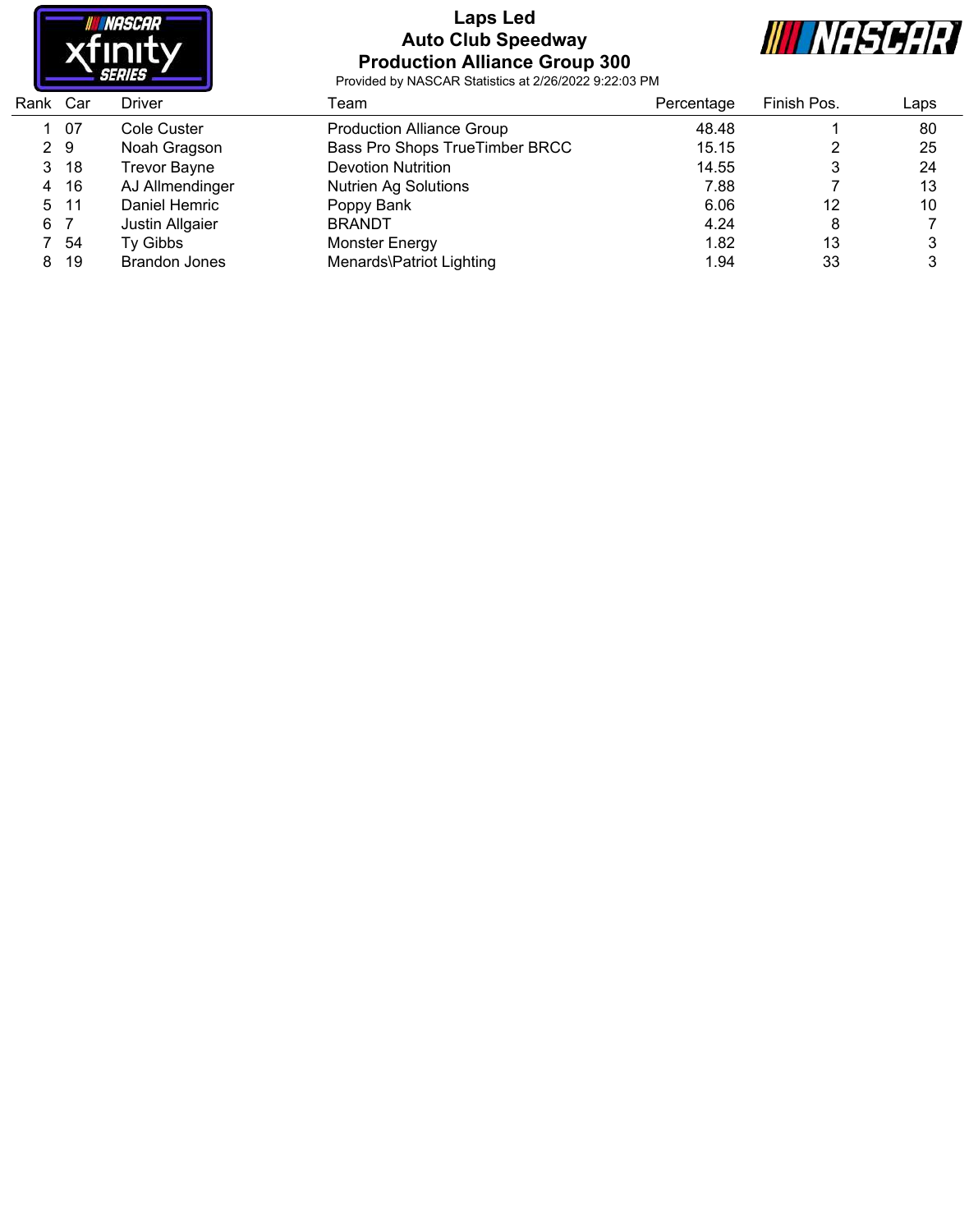# Laps Led

## Auto Club Speedway

## Production Alliance Group 300

Provided by NASCAR Statistics at 2/26/2022 9:22:03 PM

| Rank | Car | Driver | Team | Percentage | Finish Pos. | Laps |
|---|---|---|---|---|---|---|
| 1 | 07 | Cole Custer | Production Alliance Group | 48.48 | 1 | 80 |
| 2 | 9 | Noah Gragson | Bass Pro Shops TrueTimber BRCC | 15.15 | 2 | 25 |
| 3 | 18 | Trevor Bayne | Devotion Nutrition | 14.55 | 3 | 24 |
| 4 | 16 | AJ Allmendinger | Nutrien Ag Solutions | 7.88 | 7 | 13 |
| 5 | 11 | Daniel Hemric | Poppy Bank | 6.06 | 12 | 10 |
| 6 | 7 | Justin Allgaier | BRANDT | 4.24 | 8 | 7 |
| 7 | 54 | Ty Gibbs | Monster Energy | 1.82 | 13 | 3 |
| 8 | 19 | Brandon Jones | Menards\Patriot Lighting | 1.94 | 33 | 3 |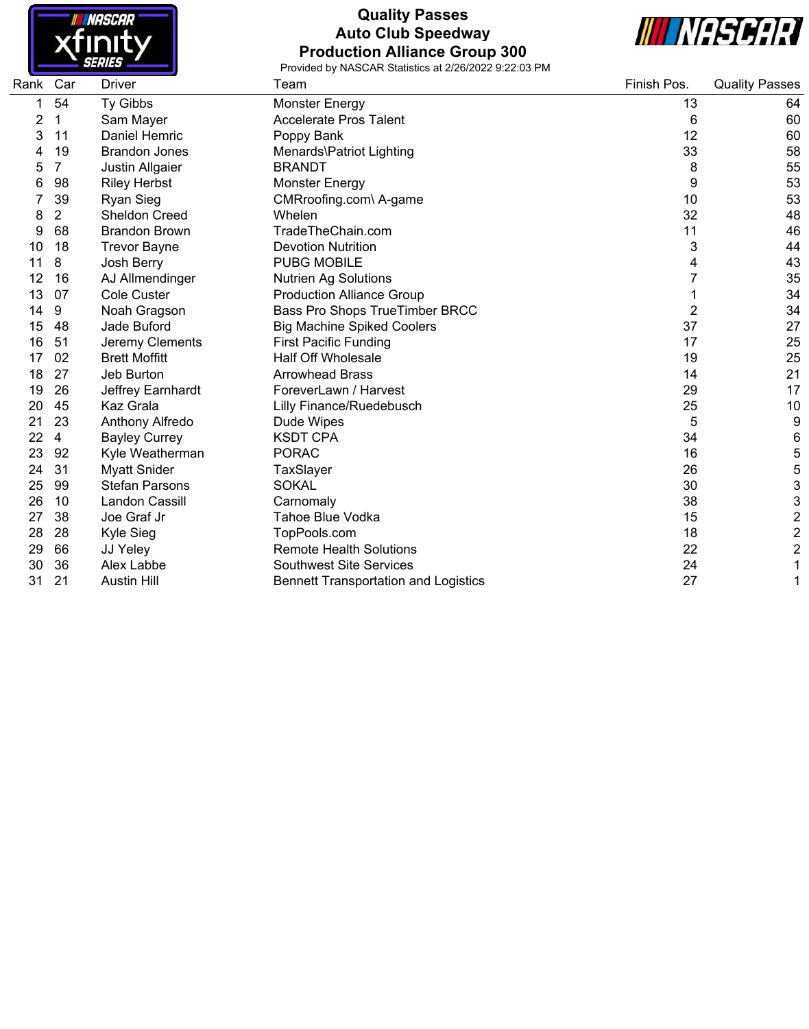# Quality Passes
## Auto Club Speedway
## Production Alliance Group 300

Provided by NASCAR Statistics at 2/26/2022 9:22:03 PM

| Rank | Car | Driver | Team | Finish Pos. | Quality Passes |
|---|---|---|---|---|---|
| 1 | 54 | Ty Gibbs | Monster Energy | 13 | 64 |
| 2 | 1 | Sam Mayer | Accelerate Pros Talent | 6 | 60 |
| 3 | 11 | Daniel Hemric | Poppy Bank | 12 | 60 |
| 4 | 19 | Brandon Jones | Menards\Patriot Lighting | 33 | 58 |
| 5 | 7 | Justin Allgaier | BRANDT | 8 | 55 |
| 6 | 98 | Riley Herbst | Monster Energy | 9 | 53 |
| 7 | 39 | Ryan Sieg | CMRroofing.com\ A-game | 10 | 53 |
| 8 | 2 | Sheldon Creed | Whelen | 32 | 48 |
| 9 | 68 | Brandon Brown | TradeTheChain.com | 11 | 46 |
| 10 | 18 | Trevor Bayne | Devotion Nutrition | 3 | 44 |
| 11 | 8 | Josh Berry | PUBG MOBILE | 4 | 43 |
| 12 | 16 | AJ Allmendinger | Nutrien Ag Solutions | 7 | 35 |
| 13 | 07 | Cole Custer | Production Alliance Group | 1 | 34 |
| 14 | 9 | Noah Gragson | Bass Pro Shops TrueTimber BRCC | 2 | 34 |
| 15 | 48 | Jade Buford | Big Machine Spiked Coolers | 37 | 27 |
| 16 | 51 | Jeremy Clements | First Pacific Funding | 17 | 25 |
| 17 | 02 | Brett Moffitt | Half Off Wholesale | 19 | 25 |
| 18 | 27 | Jeb Burton | Arrowhead Brass | 14 | 21 |
| 19 | 26 | Jeffrey Earnhardt | ForeverLawn / Harvest | 29 | 17 |
| 20 | 45 | Kaz Grala | Lilly Finance/Ruedebusch | 25 | 10 |
| 21 | 23 | Anthony Alfredo | Dude Wipes | 5 | 9 |
| 22 | 4 | Bayley Currey | KSDT CPA | 34 | 6 |
| 23 | 92 | Kyle Weatherman | PORAC | 16 | 5 |
| 24 | 31 | Myatt Snider | TaxSlayer | 26 | 5 |
| 25 | 99 | Stefan Parsons | SOKAL | 30 | 3 |
| 26 | 10 | Landon Cassill | Carnomaly | 38 | 3 |
| 27 | 38 | Joe Graf Jr | Tahoe Blue Vodka | 15 | 2 |
| 28 | 28 | Kyle Sieg | TopPools.com | 18 | 2 |
| 29 | 66 | JJ Yeley | Remote Health Solutions | 22 | 2 |
| 30 | 36 | Alex Labbe | Southwest Site Services | 24 | 1 |
| 31 | 21 | Austin Hill | Bennett Transportation and Logistics | 27 | 1 |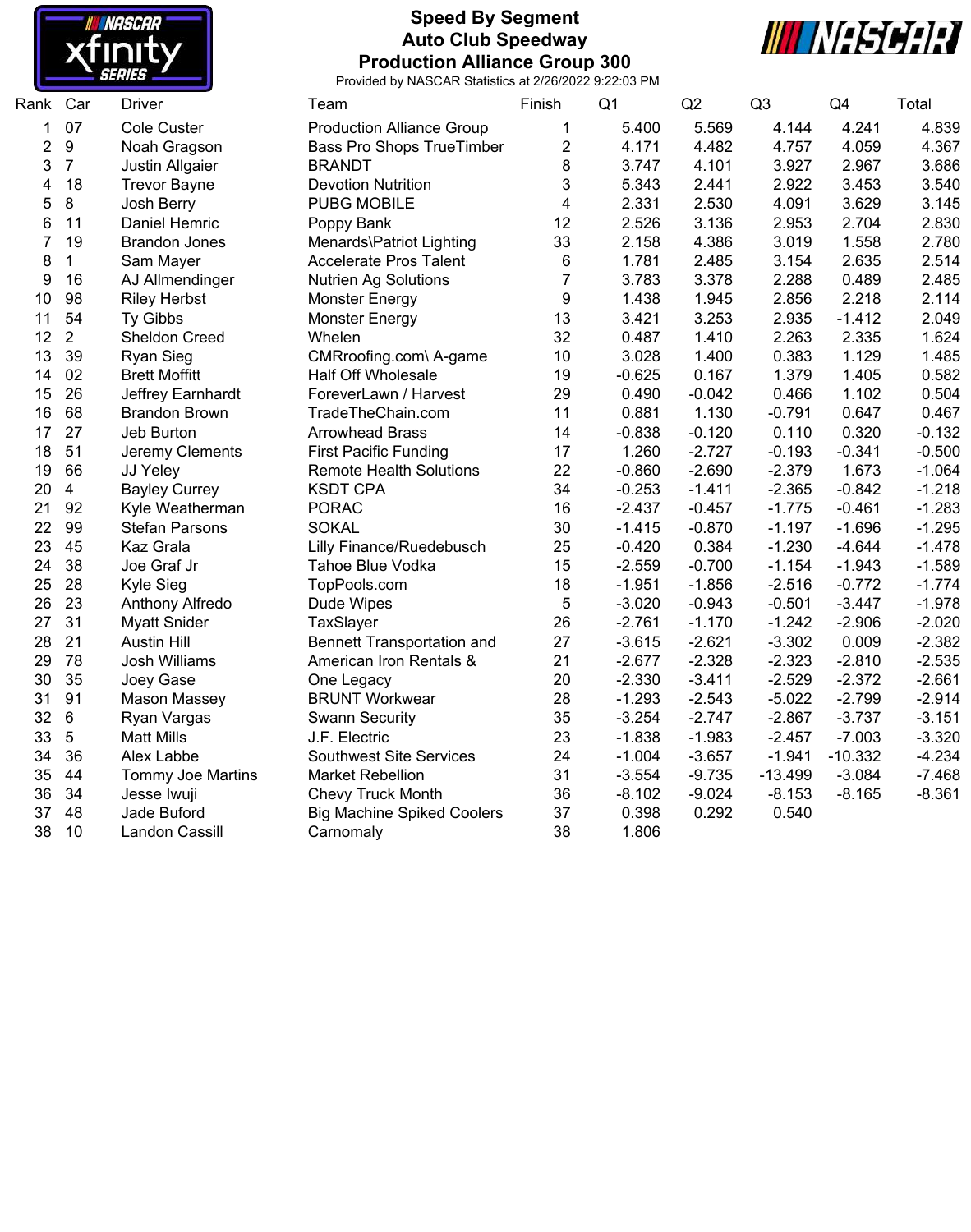# Speed By Segment
## Auto Club Speedway
## Production Alliance Group 300

Provided by NASCAR Statistics at 2/26/2022 9:22:03 PM

| Rank | Car | Driver | Team | Finish | Q1 | Q2 | Q3 | Q4 | Total |
|---|---|---|---|---|---|---|---|---|---|
| 1 | 07 | Cole Custer | Production Alliance Group | 1 | 5.400 | 5.569 | 4.144 | 4.241 | 4.839 |
| 2 | 9 | Noah Gragson | Bass Pro Shops TrueTimber | 2 | 4.171 | 4.482 | 4.757 | 4.059 | 4.367 |
| 3 | 7 | Justin Allgaier | BRANDT | 8 | 3.747 | 4.101 | 3.927 | 2.967 | 3.686 |
| 4 | 18 | Trevor Bayne | Devotion Nutrition | 3 | 5.343 | 2.441 | 2.922 | 3.453 | 3.540 |
| 5 | 8 | Josh Berry | PUBG MOBILE | 4 | 2.331 | 2.530 | 4.091 | 3.629 | 3.145 |
| 6 | 11 | Daniel Hemric | Poppy Bank | 12 | 2.526 | 3.136 | 2.953 | 2.704 | 2.830 |
| 7 | 19 | Brandon Jones | Menards\Patriot Lighting | 33 | 2.158 | 4.386 | 3.019 | 1.558 | 2.780 |
| 8 | 1 | Sam Mayer | Accelerate Pros Talent | 6 | 1.781 | 2.485 | 3.154 | 2.635 | 2.514 |
| 9 | 16 | AJ Allmendinger | Nutrien Ag Solutions | 7 | 3.783 | 3.378 | 2.288 | 0.489 | 2.485 |
| 10 | 98 | Riley Herbst | Monster Energy | 9 | 1.438 | 1.945 | 2.856 | 2.218 | 2.114 |
| 11 | 54 | Ty Gibbs | Monster Energy | 13 | 3.421 | 3.253 | 2.935 | -1.412 | 2.049 |
| 12 | 2 | Sheldon Creed | Whelen | 32 | 0.487 | 1.410 | 2.263 | 2.335 | 1.624 |
| 13 | 39 | Ryan Sieg | CMRroofing.com\ A-game | 10 | 3.028 | 1.400 | 0.383 | 1.129 | 1.485 |
| 14 | 02 | Brett Moffitt | Half Off Wholesale | 19 | -0.625 | 0.167 | 1.379 | 1.405 | 0.582 |
| 15 | 26 | Jeffrey Earnhardt | ForeverLawn / Harvest | 29 | 0.490 | -0.042 | 0.466 | 1.102 | 0.504 |
| 16 | 68 | Brandon Brown | TradeTheChain.com | 11 | 0.881 | 1.130 | -0.791 | 0.647 | 0.467 |
| 17 | 27 | Jeb Burton | Arrowhead Brass | 14 | -0.838 | -0.120 | 0.110 | 0.320 | -0.132 |
| 18 | 51 | Jeremy Clements | First Pacific Funding | 17 | 1.260 | -2.727 | -0.193 | -0.341 | -0.500 |
| 19 | 66 | JJ Yeley | Remote Health Solutions | 22 | -0.860 | -2.690 | -2.379 | 1.673 | -1.064 |
| 20 | 4 | Bayley Currey | KSDT CPA | 34 | -0.253 | -1.411 | -2.365 | -0.842 | -1.218 |
| 21 | 92 | Kyle Weatherman | PORAC | 16 | -2.437 | -0.457 | -1.775 | -0.461 | -1.283 |
| 22 | 99 | Stefan Parsons | SOKAL | 30 | -1.415 | -0.870 | -1.197 | -1.696 | -1.295 |
| 23 | 45 | Kaz Grala | Lilly Finance/Ruedebusch | 25 | -0.420 | 0.384 | -1.230 | -4.644 | -1.478 |
| 24 | 38 | Joe Graf Jr | Tahoe Blue Vodka | 15 | -2.559 | -0.700 | -1.154 | -1.943 | -1.589 |
| 25 | 28 | Kyle Sieg | TopPools.com | 18 | -1.951 | -1.856 | -2.516 | -0.772 | -1.774 |
| 26 | 23 | Anthony Alfredo | Dude Wipes | 5 | -3.020 | -0.943 | -0.501 | -3.447 | -1.978 |
| 27 | 31 | Myatt Snider | TaxSlayer | 26 | -2.761 | -1.170 | -1.242 | -2.906 | -2.020 |
| 28 | 21 | Austin Hill | Bennett Transportation and | 27 | -3.615 | -2.621 | -3.302 | 0.009 | -2.382 |
| 29 | 78 | Josh Williams | American Iron Rentals & | 21 | -2.677 | -2.328 | -2.323 | -2.810 | -2.535 |
| 30 | 35 | Joey Gase | One Legacy | 20 | -2.330 | -3.411 | -2.529 | -2.372 | -2.661 |
| 31 | 91 | Mason Massey | BRUNT Workwear | 28 | -1.293 | -2.543 | -5.022 | -2.799 | -2.914 |
| 32 | 6 | Ryan Vargas | Swann Security | 35 | -3.254 | -2.747 | -2.867 | -3.737 | -3.151 |
| 33 | 5 | Matt Mills | J.F. Electric | 23 | -1.838 | -1.983 | -2.457 | -7.003 | -3.320 |
| 34 | 36 | Alex Labbe | Southwest Site Services | 24 | -1.004 | -3.657 | -1.941 | -10.332 | -4.234 |
| 35 | 44 | Tommy Joe Martins | Market Rebellion | 31 | -3.554 | -9.735 | -13.499 | -3.084 | -7.468 |
| 36 | 34 | Jesse Iwuji | Chevy Truck Month | 36 | -8.102 | -9.024 | -8.153 | -8.165 | -8.361 |
| 37 | 48 | Jade Buford | Big Machine Spiked Coolers | 37 | 0.398 | 0.292 | 0.540 | | |
| 38 | 10 | Landon Cassill | Carnomaly | 38 | 1.806 | | | | |